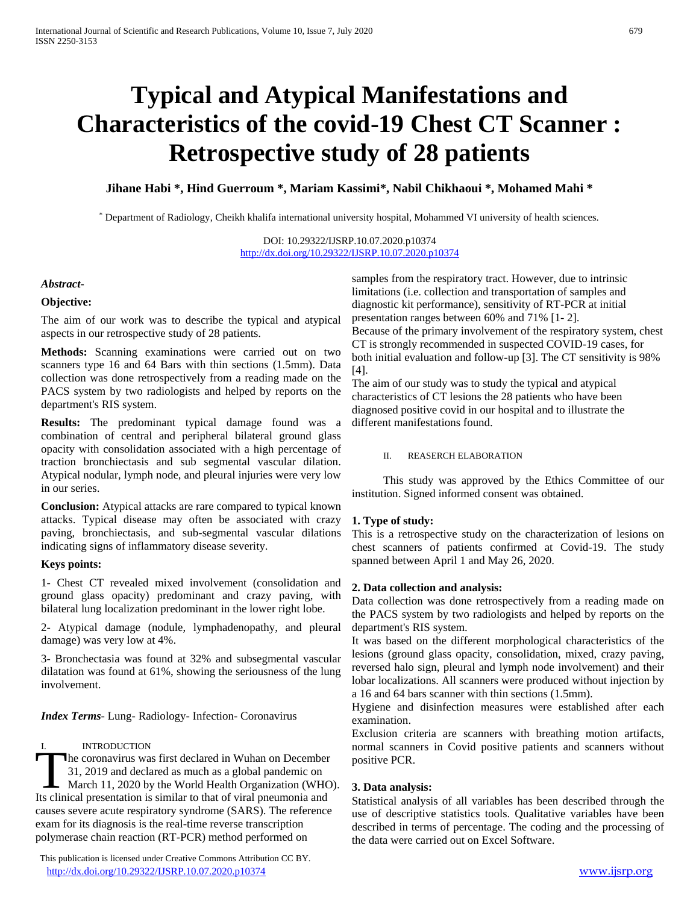# Typical and Atypical Manifestations and Characteristics of the covid-19 Chest CT Scanner : Retrospective study of 28 patients

**Jihane Habi \*, Hind Guerroum \*, Mariam Kassimi\*, Nabil Chikhaoui \*, Mohamed Mahi \***

\* Department of Radiology, Cheikh khalifa international university hospital, Mohammed VI university of health sciences.

DOI: 10.29322/IJSRP.10.07.2020.p10374
http://dx.doi.org/10.29322/IJSRP.10.07.2020.p10374

***Abstract-***

**Objective:**

The aim of our work was to describe the typical and atypical aspects in our retrospective study of 28 patients.

**Methods:** Scanning examinations were carried out on two scanners type 16 and 64 Bars with thin sections (1.5mm). Data collection was done retrospectively from a reading made on the PACS system by two radiologists and helped by reports on the department's RIS system.

**Results:** The predominant typical damage found was a combination of central and peripheral bilateral ground glass opacity with consolidation associated with a high percentage of traction bronchiectasis and sub segmental vascular dilation. Atypical nodular, lymph node, and pleural injuries were very low in our series.

**Conclusion:** Atypical attacks are rare compared to typical known attacks. Typical disease may often be associated with crazy paving, bronchiectasis, and sub-segmental vascular dilations indicating signs of inflammatory disease severity.

**Keys points:**

1- Chest CT revealed mixed involvement (consolidation and ground glass opacity) predominant and crazy paving, with bilateral lung localization predominant in the lower right lobe.

2- Atypical damage (nodule, lymphadenopathy, and pleural damage) was very low at 4%.

3- Bronchectasia was found at 32% and subsegmental vascular dilatation was found at 61%, showing the seriousness of the lung involvement.

***Index Terms***- Lung- Radiology- Infection- Coronavirus

## I. INTRODUCTION

The coronavirus was first declared in Wuhan on December 31, 2019 and declared as much as a global pandemic on March 11, 2020 by the World Health Organization (WHO). Its clinical presentation is similar to that of viral pneumonia and causes severe acute respiratory syndrome (SARS). The reference exam for its diagnosis is the real-time reverse transcription polymerase chain reaction (RT-PCR) method performed on samples from the respiratory tract. However, due to intrinsic limitations (i.e. collection and transportation of samples and diagnostic kit performance), sensitivity of RT-PCR at initial presentation ranges between 60% and 71% [1- 2].

Because of the primary involvement of the respiratory system, chest CT is strongly recommended in suspected COVID-19 cases, for both initial evaluation and follow-up [3]. The CT sensitivity is 98% [4].

The aim of our study was to study the typical and atypical characteristics of CT lesions the 28 patients who have been diagnosed positive covid in our hospital and to illustrate the different manifestations found.

## II. REASERCH ELABORATION

This study was approved by the Ethics Committee of our institution. Signed informed consent was obtained.

### 1. Type of study:

This is a retrospective study on the characterization of lesions on chest scanners of patients confirmed at Covid-19. The study spanned between April 1 and May 26, 2020.

### 2. Data collection and analysis:

Data collection was done retrospectively from a reading made on the PACS system by two radiologists and helped by reports on the department's RIS system.

It was based on the different morphological characteristics of the lesions (ground glass opacity, consolidation, mixed, crazy paving, reversed halo sign, pleural and lymph node involvement) and their lobar localizations. All scanners were produced without injection by a 16 and 64 bars scanner with thin sections (1.5mm).

Hygiene and disinfection measures were established after each examination.

Exclusion criteria are scanners with breathing motion artifacts, normal scanners in Covid positive patients and scanners without positive PCR.

### 3. Data analysis:

Statistical analysis of all variables has been described through the use of descriptive statistics tools. Qualitative variables have been described in terms of percentage. The coding and the processing of the data were carried out on Excel Software.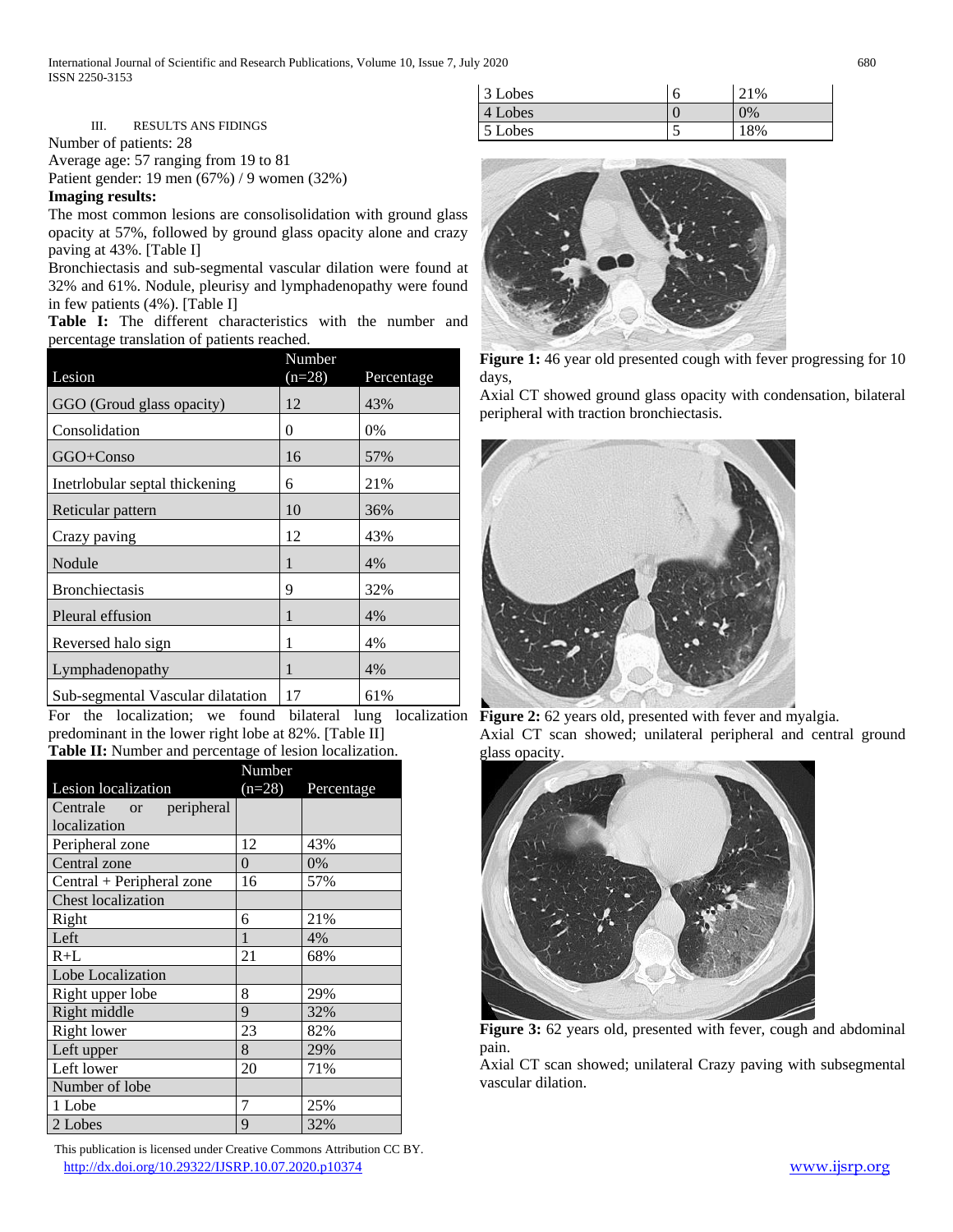## III. RESULTS ANS FIDINGS

Number of patients: 28

Average age: 57 ranging from 19 to 81

Patient gender: 19 men (67%) / 9 women (32%)

**Imaging results:**

The most common lesions are consolisolidation with ground glass opacity at 57%, followed by ground glass opacity alone and crazy paving at 43%. [Table I]

Bronchiectasis and sub-segmental vascular dilation were found at 32% and 61%. Nodule, pleurisy and lymphadenopathy were found in few patients (4%). [Table I]

**Table I:** The different characteristics with the number and percentage translation of patients reached.

| Lesion | Number (n=28) | Percentage |
|---|---|---|
| GGO (Groud glass opacity) | 12 | 43% |
| Consolidation | 0 | 0% |
| GGO+Conso | 16 | 57% |
| Inetrlobular septal thickening | 6 | 21% |
| Reticular pattern | 10 | 36% |
| Crazy paving | 12 | 43% |
| Nodule | 1 | 4% |
| Bronchiectasis | 9 | 32% |
| Pleural effusion | 1 | 4% |
| Reversed halo sign | 1 | 4% |
| Lymphadenopathy | 1 | 4% |
| Sub-segmental Vascular dilatation | 17 | 61% |

For the localization; we found bilateral lung localization predominant in the lower right lobe at 82%. [Table II]

**Table II:** Number and percentage of lesion localization.

| Lesion localization | Number (n=28) | Percentage |
|---|---|---|
| Centrale or peripheral localization | | |
| Peripheral zone | 12 | 43% |
| Central zone | 0 | 0% |
| Central + Peripheral zone | 16 | 57% |
| Chest localization | | |
| Right | 6 | 21% |
| Left | 1 | 4% |
| R+L | 21 | 68% |
| Lobe Localization | | |
| Right upper lobe | 8 | 29% |
| Right middle | 9 | 32% |
| Right lower | 23 | 82% |
| Left upper | 8 | 29% |
| Left lower | 20 | 71% |
| Number of lobe | | |
| 1 Lobe | 7 | 25% |
| 2 Lobes | 9 | 32% |
| 3 Lobes | 6 | 21% |
| 4 Lobes | 0 | 0% |
| 5 Lobes | 5 | 18% |

**Figure 1:** 46 year old presented cough with fever progressing for 10 days,

Axial CT showed ground glass opacity with condensation, bilateral peripheral with traction bronchiectasis.

**Figure 2:** 62 years old, presented with fever and myalgia.

Axial CT scan showed; unilateral peripheral and central ground glass opacity.

**Figure 3:** 62 years old, presented with fever, cough and abdominal pain.

Axial CT scan showed; unilateral Crazy paving with subsegmental vascular dilation.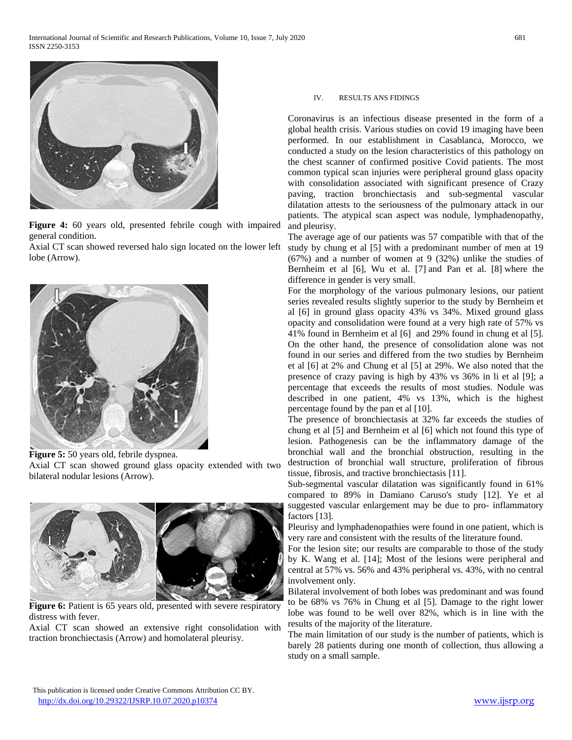**Figure 4:** 60 years old, presented febrile cough with impaired general condition.

Axial CT scan showed reversed halo sign located on the lower left lobe (Arrow).

**Figure 5:** 50 years old, febrile dyspnea.

Axial CT scan showed ground glass opacity extended with two bilateral nodular lesions (Arrow).

**Figure 6:** Patient is 65 years old, presented with severe respiratory distress with fever.

Axial CT scan showed an extensive right consolidation with traction bronchiectasis (Arrow) and homolateral pleurisy.

## IV. RESULTS ANS FIDINGS

Coronavirus is an infectious disease presented in the form of a global health crisis. Various studies on covid 19 imaging have been performed. In our establishment in Casablanca, Morocco, we conducted a study on the lesion characteristics of this pathology on the chest scanner of confirmed positive Covid patients. The most common typical scan injuries were peripheral ground glass opacity with consolidation associated with significant presence of Crazy paving, traction bronchiectasis and sub-segmental vascular dilatation attests to the seriousness of the pulmonary attack in our patients. The atypical scan aspect was nodule, lymphadenopathy, and pleurisy.

The average age of our patients was 57 compatible with that of the study by chung et al [5] with a predominant number of men at 19 (67%) and a number of women at 9 (32%) unlike the studies of Bernheim et al [6], Wu et al. [7] and Pan et al. [8] where the difference in gender is very small.

For the morphology of the various pulmonary lesions, our patient series revealed results slightly superior to the study by Bernheim et al [6] in ground glass opacity 43% vs 34%. Mixed ground glass opacity and consolidation were found at a very high rate of 57% vs 41% found in Bernheim et al [6] and 29% found in chung et al [5]. On the other hand, the presence of consolidation alone was not found in our series and differed from the two studies by Bernheim et al [6] at 2% and Chung et al [5] at 29%. We also noted that the presence of crazy paving is high by 43% vs 36% in li et al [9]; a percentage that exceeds the results of most studies. Nodule was described in one patient, 4% vs 13%, which is the highest percentage found by the pan et al [10].

The presence of bronchiectasis at 32% far exceeds the studies of chung et al [5] and Bernheim et al [6] which not found this type of lesion. Pathogenesis can be the inflammatory damage of the bronchial wall and the bronchial obstruction, resulting in the destruction of bronchial wall structure, proliferation of fibrous tissue, fibrosis, and tractive bronchiectasis [11].

Sub-segmental vascular dilatation was significantly found in 61% compared to 89% in Damiano Caruso's study [12]. Ye et al suggested vascular enlargement may be due to pro- inflammatory factors [13].

Pleurisy and lymphadenopathies were found in one patient, which is very rare and consistent with the results of the literature found.

For the lesion site; our results are comparable to those of the study by K. Wang et al. [14]; Most of the lesions were peripheral and central at 57% vs. 56% and 43% peripheral vs. 43%, with no central involvement only.

Bilateral involvement of both lobes was predominant and was found to be 68% vs 76% in Chung et al [5]. Damage to the right lower lobe was found to be well over 82%, which is in line with the results of the majority of the literature.

The main limitation of our study is the number of patients, which is barely 28 patients during one month of collection, thus allowing a study on a small sample.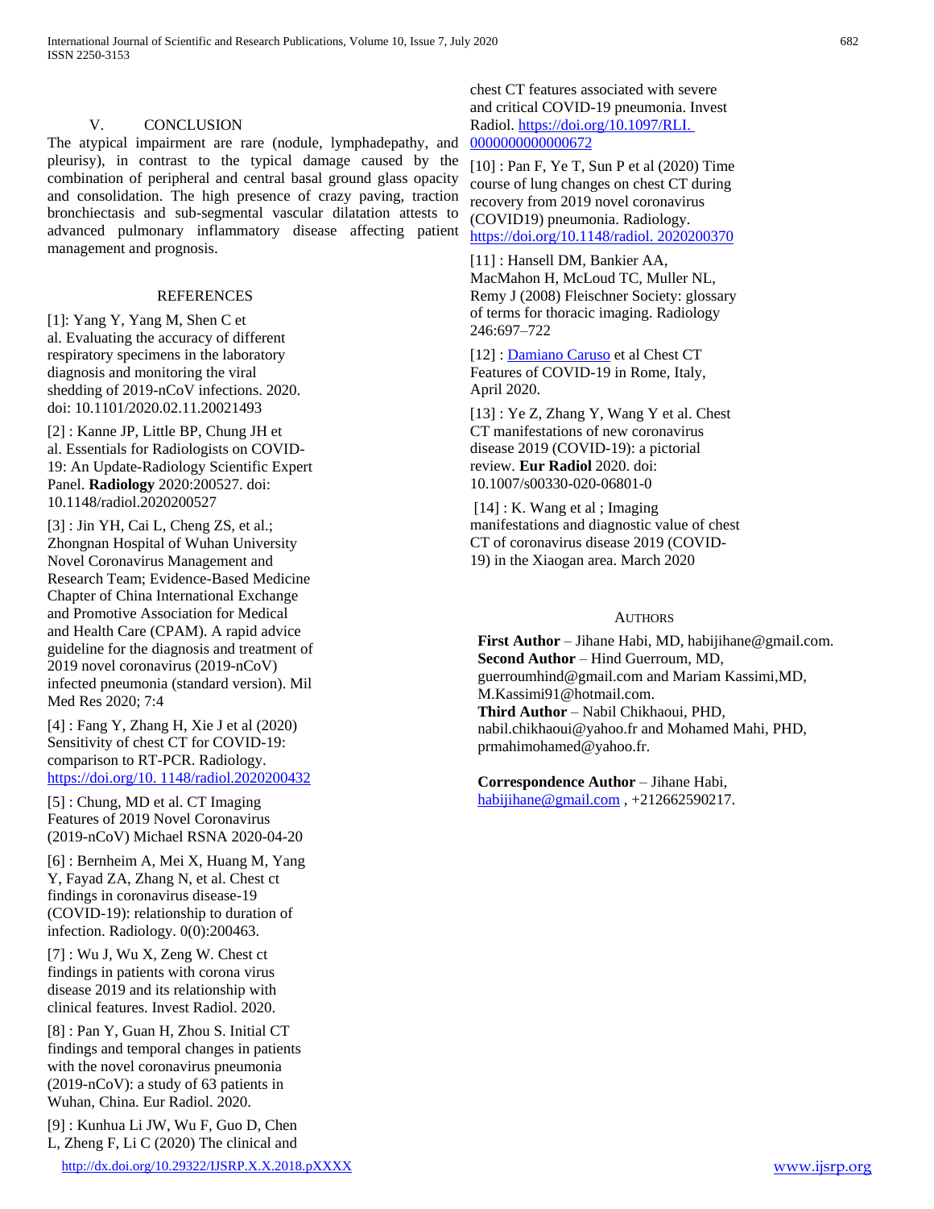## V. CONCLUSION

The atypical impairment are rare (nodule, lymphadepathy, and pleurisy), in contrast to the typical damage caused by the combination of peripheral and central basal ground glass opacity and consolidation. The high presence of crazy paving, traction bronchiectasis and sub-segmental vascular dilatation attests to advanced pulmonary inflammatory disease affecting patient management and prognosis.

## REFERENCES

[1]: Yang Y, Yang M, Shen C et al. Evaluating the accuracy of different respiratory specimens in the laboratory diagnosis and monitoring the viral shedding of 2019-nCoV infections. 2020. doi: 10.1101/2020.02.11.20021493

[2] : Kanne JP, Little BP, Chung JH et al. Essentials for Radiologists on COVID-19: An Update-Radiology Scientific Expert Panel. **Radiology** 2020:200527. doi: 10.1148/radiol.2020200527

[3] : Jin YH, Cai L, Cheng ZS, et al.; Zhongnan Hospital of Wuhan University Novel Coronavirus Management and Research Team; Evidence-Based Medicine Chapter of China International Exchange and Promotive Association for Medical and Health Care (CPAM). A rapid advice guideline for the diagnosis and treatment of 2019 novel coronavirus (2019-nCoV) infected pneumonia (standard version). Mil Med Res 2020; 7:4

[4] : Fang Y, Zhang H, Xie J et al (2020) Sensitivity of chest CT for COVID-19: comparison to RT-PCR. Radiology. https://doi.org/10. 1148/radiol.2020200432

[5] : Chung, MD et al. CT Imaging Features of 2019 Novel Coronavirus (2019-nCoV) Michael RSNA 2020-04-20

[6] : Bernheim A, Mei X, Huang M, Yang Y, Fayad ZA, Zhang N, et al. Chest ct findings in coronavirus disease-19 (COVID-19): relationship to duration of infection. Radiology. 0(0):200463.

[7] : Wu J, Wu X, Zeng W. Chest ct findings in patients with corona virus disease 2019 and its relationship with clinical features. Invest Radiol. 2020.

[8] : Pan Y, Guan H, Zhou S. Initial CT findings and temporal changes in patients with the novel coronavirus pneumonia (2019-nCoV): a study of 63 patients in Wuhan, China. Eur Radiol. 2020.

[9] : Kunhua Li JW, Wu F, Guo D, Chen L, Zheng F, Li C (2020) The clinical and chest CT features associated with severe and critical COVID-19 pneumonia. Invest Radiol. https://doi.org/10.1097/RLI. 0000000000000672

[10] : Pan F, Ye T, Sun P et al (2020) Time course of lung changes on chest CT during recovery from 2019 novel coronavirus (COVID19) pneumonia. Radiology. https://doi.org/10.1148/radiol. 2020200370

[11] : Hansell DM, Bankier AA, MacMahon H, McLoud TC, Muller NL, Remy J (2008) Fleischner Society: glossary of terms for thoracic imaging. Radiology 246:697–722

[12] : Damiano Caruso et al Chest CT Features of COVID-19 in Rome, Italy, April 2020.

[13] : Ye Z, Zhang Y, Wang Y et al. Chest CT manifestations of new coronavirus disease 2019 (COVID-19): a pictorial review. **Eur Radiol** 2020. doi: 10.1007/s00330-020-06801-0

[14] : K. Wang et al ; Imaging manifestations and diagnostic value of chest CT of coronavirus disease 2019 (COVID-19) in the Xiaogan area. March 2020

## AUTHORS

**First Author** – Jihane Habi, MD, habijihane@gmail.com.
**Second Author** – Hind Guerroum, MD, guerroumhind@gmail.com and Mariam Kassimi,MD, M.Kassimi91@hotmail.com.
**Third Author** – Nabil Chikhaoui, PHD, nabil.chikhaoui@yahoo.fr and Mohamed Mahi, PHD, prmahimohamed@yahoo.fr.

**Correspondence Author** – Jihane Habi, habijihane@gmail.com , +212662590217.